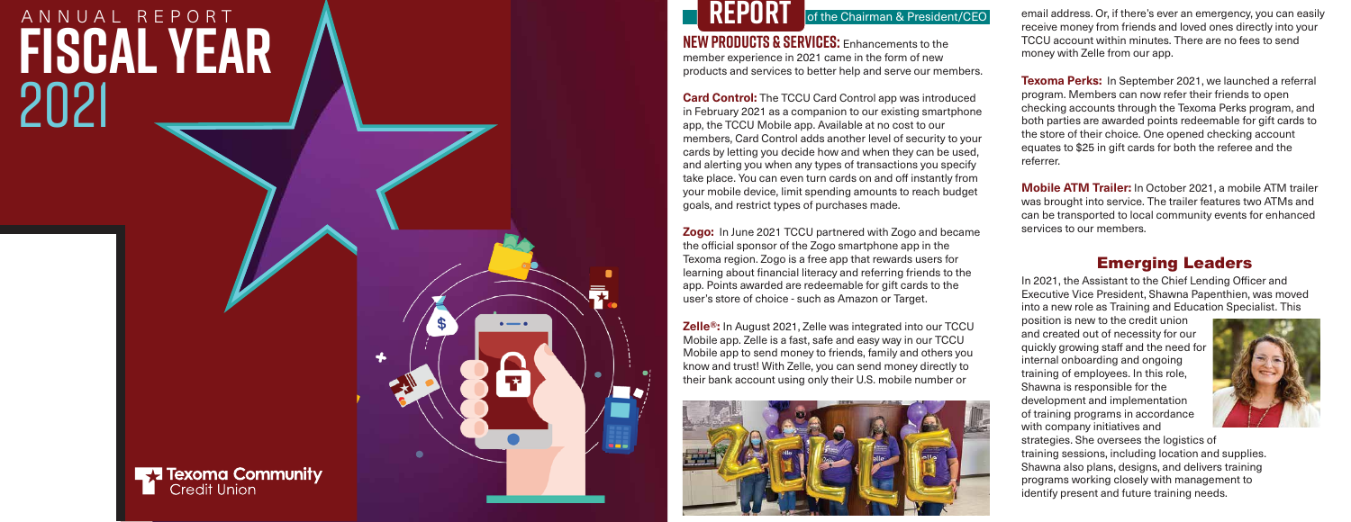# ANNUAL REPORT FISCAL YEAR 2021

Texoma Community Credit Union

## REPORT of the Chairman & President/CEO

**NEW PRODUCTS & SERVICES:** Enhancements to the member experience in 2021 came in the form of new products and services to better help and serve our members.

**Card Control:** The TCCU Card Control app was introduced in February 2021 as a companion to our existing smartphone app, the TCCU Mobile app. Available at no cost to our members, Card Control adds another level of security to your cards by letting you decide how and when they can be used, and alerting you when any types of transactions you specify take place. You can even turn cards on and off instantly from your mobile device, limit spending amounts to reach budget goals, and restrict types of purchases made.

**Zogo:** In June 2021 TCCU partnered with Zogo and became the official sponsor of the Zogo smartphone app in the Texoma region. Zogo is a free app that rewards users for learning about financial literacy and referring friends to the app. Points awarded are redeemable for gift cards to the user's store of choice - such as Amazon or Target.

**Zelle®:** In August 2021, Zelle was integrated into our TCCU Mobile app. Zelle is a fast, safe and easy way in our TCCU Mobile app to send money to friends, family and others you know and trust! With Zelle, you can send money directly to their bank account using only their U.S. mobile number or email address. Or, if there's ever an emergency, you can easily receive money from friends and loved ones directly into your TCCU account within minutes. There are no fees to send money with Zelle from our app.

**Texoma Perks:** In September 2021, we launched a referral program. Members can now refer their friends to open checking accounts through the Texoma Perks program, and both parties are awarded points redeemable for gift cards to the store of their choice. One opened checking account equates to $25 in gift cards for both the referee and the referrer.

**Mobile ATM Trailer:** In October 2021, a mobile ATM trailer was brought into service. The trailer features two ATMs and can be transported to local community events for enhanced services to our members.

## Emerging Leaders

In 2021, the Assistant to the Chief Lending Officer and Executive Vice President, Shawna Papenthien, was moved into a new role as Training and Education Specialist. This position is new to the credit union and created out of necessity for our quickly growing staff and the need for internal onboarding and ongoing training of employees. In this role, Shawna is responsible for the development and implementation of training programs in accordance with company initiatives and strategies. She oversees the logistics of training sessions, including location and supplies. Shawna also plans, designs, and delivers training programs working closely with management to identify present and future training needs.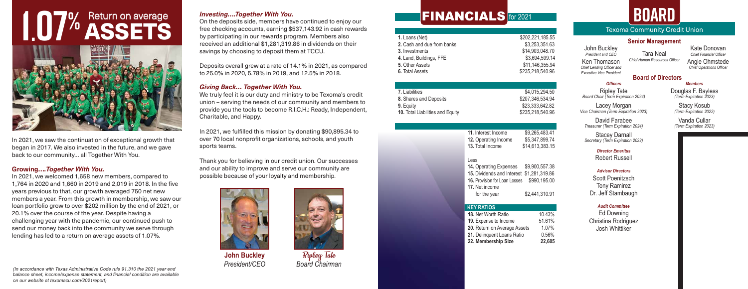# 1.07% Return on average ASSETS

In 2021, we saw the continuation of exceptional growth that began in 2017. We also invested in the future, and we gave back to our community... all Together With You.

## Growing....*Together With You.*

In 2021, we welcomed 1,658 new members, compared to 1,764 in 2020 and 1,660 in 2019 and 2,019 in 2018. In the five years previous to that, our growth averaged 750 net new members a year. From this growth in membership, we saw our loan portfolio grow to over $202 million by the end of 2021, or 20.1% over the course of the year. Despite having a challenging year with the pandemic, our continued push to send our money back into the community we serve through lending has led to a return on average assets of 1.07%.

*(In accordance with Texas Administrative Code rule 91.310 the 2021 year end balance sheet, income/expense statement, and financial condition are available on our website at texomacu.com/2021report)*

## *Investing....Together With You.*

On the deposits side, members have continued to enjoy our free checking accounts, earning $537,143.92 in cash rewards by participating in our rewards program. Members also received an additional $1,281,319.86 in dividends on their savings by choosing to deposit them at TCCU.

Deposits overall grew at a rate of 14.1% in 2021, as compared to 25.0% in 2020, 5.78% in 2019, and 12.5% in 2018.

## *Giving Back... Together With You.*

We truly feel it is our duty and ministry to be Texoma's credit union – serving the needs of our community and members to provide you the tools to become R.I.C.H.: Ready, Independent, Charitable, and Happy.

In 2021, we fulfilled this mission by donating $90,895.34 to over 70 local nonprofit organizations, schools, and youth sports teams.

Thank you for believing in our credit union. Our successes and our ability to improve and serve our community are possible because of your loyalty and membership.

**John Buckley**
*President/CEO*

Ripley Tate
*Board Chairman*

# FINANCIALS for 2021

| | |
|---|---|
| 1. Loans (Net) | $202,221,185.55 |
| 2. Cash and due from banks | $3,253,351.63 |
| 3. Investments | $14,903,048.70 |
| 4. Land, Buildings, FFE | $3,694,599.14 |
| 5. Other Assets | $11,146,355.94 |
| 6. Total Assets | $235,218,540.96 |

| | |
|---|---|
| 7. Liabilities | $4,015,294.50 |
| 8. Shares and Deposits | $207,346,534.94 |
| 9. Equity | $23,333,642.82 |
| 10. Total Liabilities and Equity | $235,218,540.96 |

| | |
|---|---|
| 11. Interest Income | $9,265,483.41 |
| 12. Operating Income | $5,347,899.74 |
| 13. Total Income | $14,613,383.15 |
| Less | |
| 14. Operating Expenses | $9,900,557.38 |
| 15. Dividends and Interest | $1,281,319.86 |
| 16. Provision for Loan Losses | $990,195.00 |
| 17. Net income for the year | $2,441,310.91 |

| KEY RATIOS | |
|---|---|
| 18. Net Worth Ratio | 10.43% |
| 19. Expense to Income | 51.61% |
| 20. Return on Average Assets | 1.07% |
| 21. Delinquent Loans Ratio | 0.56% |
| 22. Membership Size | 22,605 |

# BOARD

## Texoma Community Credit Union

### Senior Management

John Buckley
*President and CEO*

Ken Thomason
*Chief Lending Officer and Executive Vice President*

Tara Neal
*Chief Human Resources Officer*

Kate Donovan
*Chief Financial Officer*

Angie Ohmstede
*Chief Operations Officer*

### Board of Directors

***Officers***

Ripley Tate
*Board Chair (Term Expiration 2024)*

Lacey Morgan
*Vice Chairman (Term Expiration 2023)*

David Farabee
*Treasurer (Term Expiration 2024)*

Stacey Darnall
*Secretary (Term Expiration 2022)*

***Members***

Douglas F. Bayless
*(Term Expiration 2023)*

Stacy Kosub
*(Term Expiration 2022)*

Vanda Cullar
*(Term Expiration 2023)*

***Director Emeritus***

Robert Russell

***Advisor Directors***

Scott Poenitzsch
Tony Ramirez
Dr. Jeff Stambaugh

***Audit Committee***

Ed Downing
Christina Rodriguez
Josh Whittiker